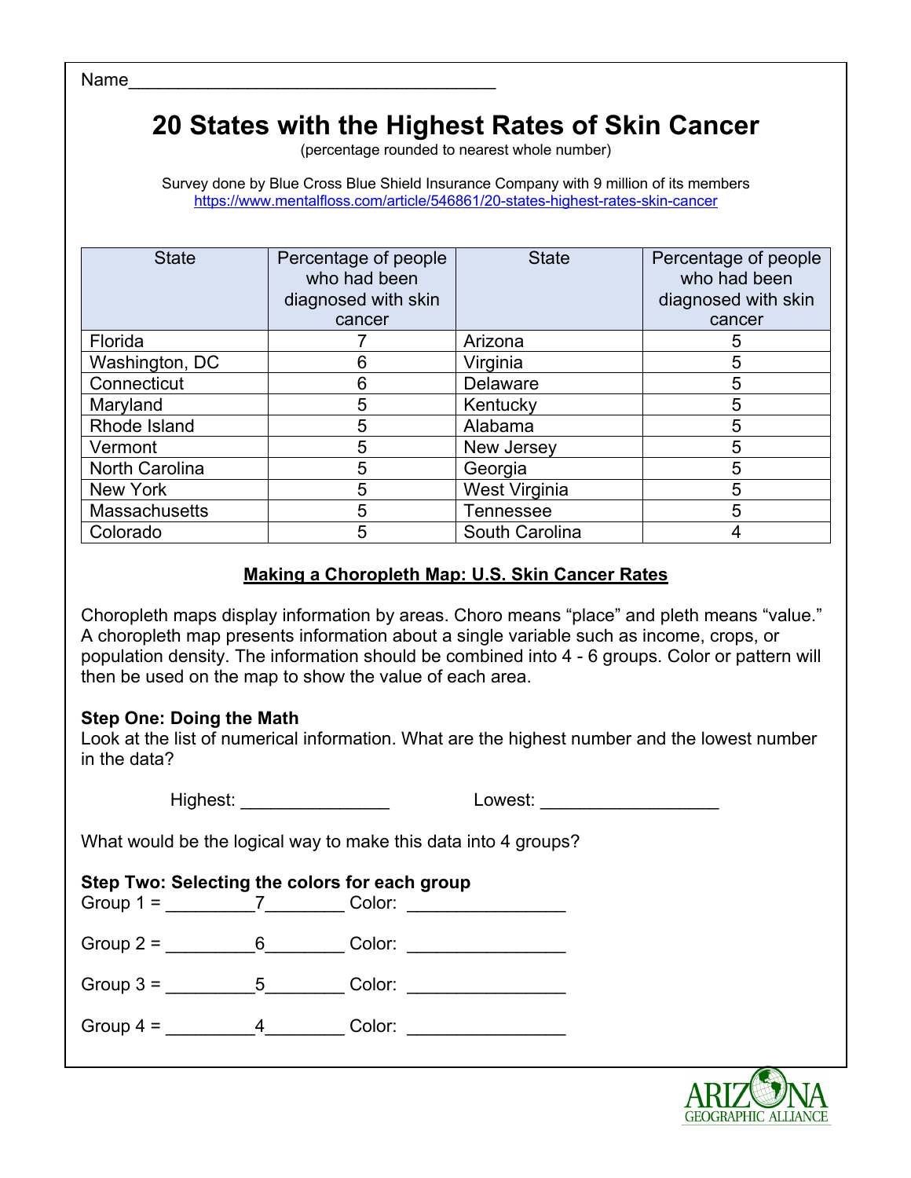Name_____________________________________

# 20 States with the Highest Rates of Skin Cancer

(percentage rounded to nearest whole number)

Survey done by Blue Cross Blue Shield Insurance Company with 9 million of its members
https://www.mentalfloss.com/article/546861/20-states-highest-rates-skin-cancer

| State | Percentage of people who had been diagnosed with skin cancer | State | Percentage of people who had been diagnosed with skin cancer |
|---|---|---|---|
| Florida | 7 | Arizona | 5 |
| Washington, DC | 6 | Virginia | 5 |
| Connecticut | 6 | Delaware | 5 |
| Maryland | 5 | Kentucky | 5 |
| Rhode Island | 5 | Alabama | 5 |
| Vermont | 5 | New Jersey | 5 |
| North Carolina | 5 | Georgia | 5 |
| New York | 5 | West Virginia | 5 |
| Massachusetts | 5 | Tennessee | 5 |
| Colorado | 5 | South Carolina | 4 |

## Making a Choropleth Map: U.S. Skin Cancer Rates

Choropleth maps display information by areas. Choro means "place" and pleth means "value." A choropleth map presents information about a single variable such as income, crops, or population density. The information should be combined into 4 - 6 groups. Color or pattern will then be used on the map to show the value of each area.

**Step One: Doing the Math**
Look at the list of numerical information. What are the highest number and the lowest number in the data?

Highest: _______________ Lowest: __________________

What would be the logical way to make this data into 4 groups?

**Step Two: Selecting the colors for each group**

Group 1 = _________7________ Color: ________________

Group 2 = _________6________ Color: ________________

Group 3 = _________5________ Color: ________________

Group 4 = _________4________ Color: ________________

ARIZONA GEOGRAPHIC ALLIANCE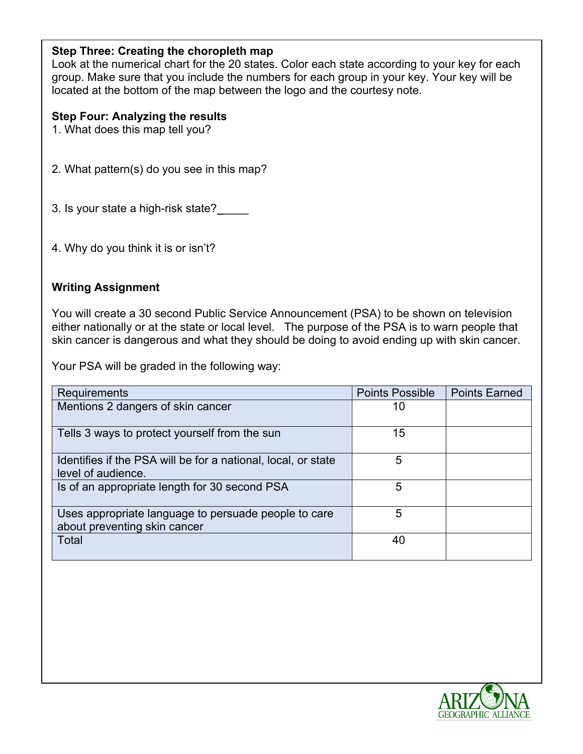**Step Three: Creating the choropleth map**

Look at the numerical chart for the 20 states. Color each state according to your key for each group. Make sure that you include the numbers for each group in your key. Your key will be located at the bottom of the map between the logo and the courtesy note.

**Step Four: Analyzing the results**

1. What does this map tell you?

2. What pattern(s) do you see in this map?

3. Is your state a high-risk state?_____

4. Why do you think it is or isn't?

**Writing Assignment**

You will create a 30 second Public Service Announcement (PSA) to be shown on television either nationally or at the state or local level. The purpose of the PSA is to warn people that skin cancer is dangerous and what they should be doing to avoid ending up with skin cancer.

Your PSA will be graded in the following way:

| Requirements | Points Possible | Points Earned |
|---|---|---|
| Mentions 2 dangers of skin cancer | 10 | |
| Tells 3 ways to protect yourself from the sun | 15 | |
| Identifies if the PSA will be for a national, local, or state level of audience. | 5 | |
| Is of an appropriate length for 30 second PSA | 5 | |
| Uses appropriate language to persuade people to care about preventing skin cancer | 5 | |
| Total | 40 | |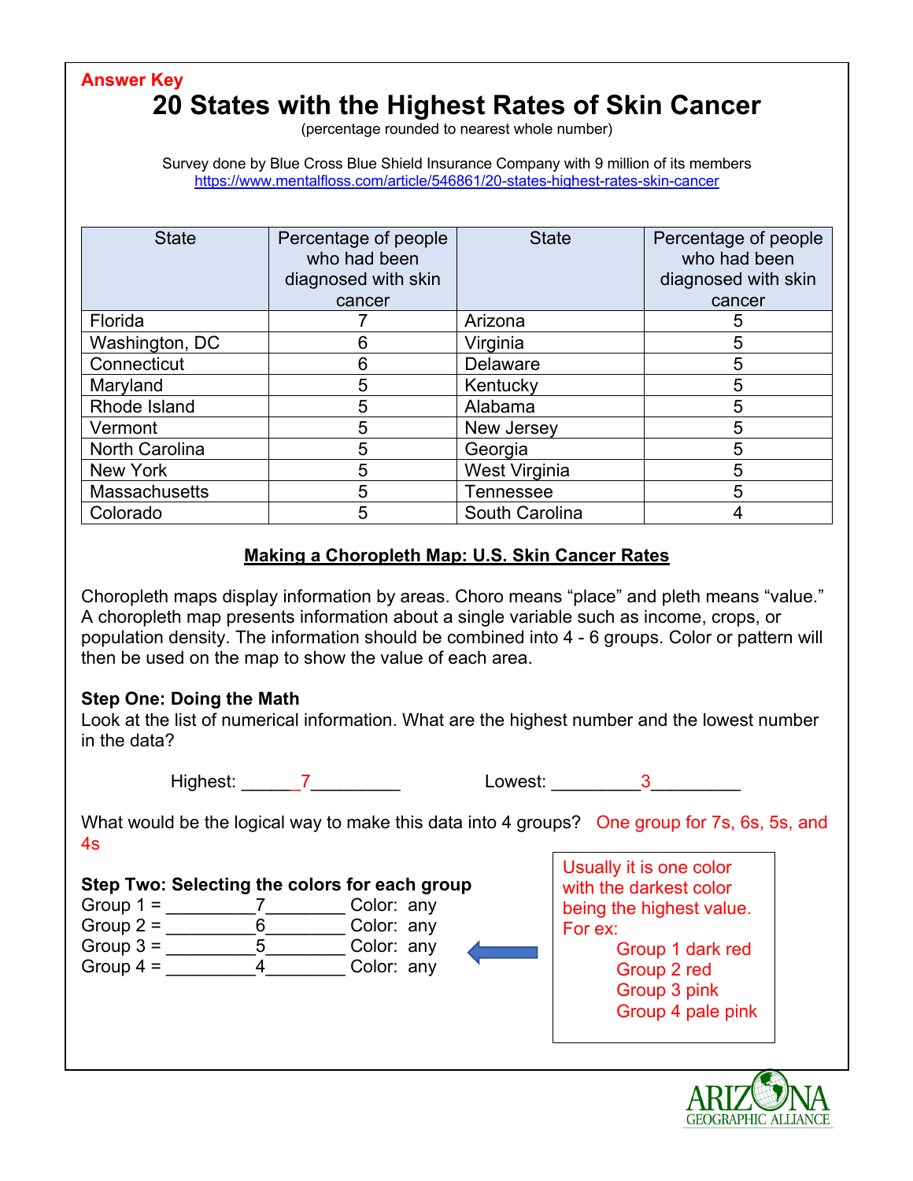**Answer Key**

# 20 States with the Highest Rates of Skin Cancer

(percentage rounded to nearest whole number)

Survey done by Blue Cross Blue Shield Insurance Company with 9 million of its members
https://www.mentalfloss.com/article/546861/20-states-highest-rates-skin-cancer

| State | Percentage of people who had been diagnosed with skin cancer | State | Percentage of people who had been diagnosed with skin cancer |
|---|---|---|---|
| Florida | 7 | Arizona | 5 |
| Washington, DC | 6 | Virginia | 5 |
| Connecticut | 6 | Delaware | 5 |
| Maryland | 5 | Kentucky | 5 |
| Rhode Island | 5 | Alabama | 5 |
| Vermont | 5 | New Jersey | 5 |
| North Carolina | 5 | Georgia | 5 |
| New York | 5 | West Virginia | 5 |
| Massachusetts | 5 | Tennessee | 5 |
| Colorado | 5 | South Carolina | 4 |

## Making a Choropleth Map: U.S. Skin Cancer Rates

Choropleth maps display information by areas. Choro means "place" and pleth means "value." A choropleth map presents information about a single variable such as income, crops, or population density. The information should be combined into 4 - 6 groups. Color or pattern will then be used on the map to show the value of each area.

**Step One: Doing the Math**

Look at the list of numerical information. What are the highest number and the lowest number in the data?

Highest: ______7__________ Lowest: __________3__________

What would be the logical way to make this data into 4 groups? One group for 7s, 6s, 5s, and 4s

**Step Two: Selecting the colors for each group**

Group 1 = _________7________ Color: any
Group 2 = _________6________ Color: any
Group 3 = _________5________ Color: any
Group 4 = _________4________ Color: any

Usually it is one color with the darkest color being the highest value.
For ex:
- Group 1 dark red
- Group 2 red
- Group 3 pink
- Group 4 pale pink

ARIZONA GEOGRAPHIC ALLIANCE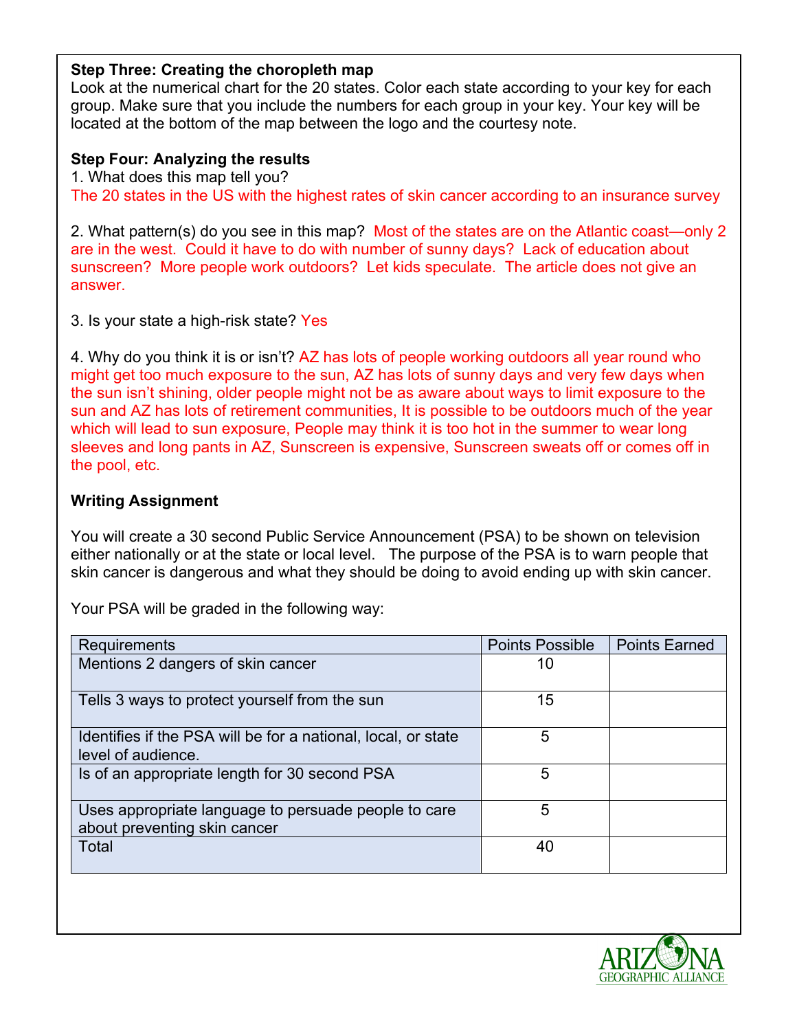**Step Three: Creating the choropleth map**

Look at the numerical chart for the 20 states. Color each state according to your key for each group. Make sure that you include the numbers for each group in your key. Your key will be located at the bottom of the map between the logo and the courtesy note.

**Step Four: Analyzing the results**

1. What does this map tell you?
The 20 states in the US with the highest rates of skin cancer according to an insurance survey

2. What pattern(s) do you see in this map? Most of the states are on the Atlantic coast—only 2 are in the west. Could it have to do with number of sunny days? Lack of education about sunscreen? More people work outdoors? Let kids speculate. The article does not give an answer.

3. Is your state a high-risk state? Yes

4. Why do you think it is or isn't? AZ has lots of people working outdoors all year round who might get too much exposure to the sun, AZ has lots of sunny days and very few days when the sun isn't shining, older people might not be as aware about ways to limit exposure to the sun and AZ has lots of retirement communities, It is possible to be outdoors much of the year which will lead to sun exposure, People may think it is too hot in the summer to wear long sleeves and long pants in AZ, Sunscreen is expensive, Sunscreen sweats off or comes off in the pool, etc.

**Writing Assignment**

You will create a 30 second Public Service Announcement (PSA) to be shown on television either nationally or at the state or local level. The purpose of the PSA is to warn people that skin cancer is dangerous and what they should be doing to avoid ending up with skin cancer.

Your PSA will be graded in the following way:

| Requirements | Points Possible | Points Earned |
|---|---|---|
| Mentions 2 dangers of skin cancer | 10 | |
| Tells 3 ways to protect yourself from the sun | 15 | |
| Identifies if the PSA will be for a national, local, or state level of audience. | 5 | |
| Is of an appropriate length for 30 second PSA | 5 | |
| Uses appropriate language to persuade people to care about preventing skin cancer | 5 | |
| Total | 40 | |

ARIZONA GEOGRAPHIC ALLIANCE